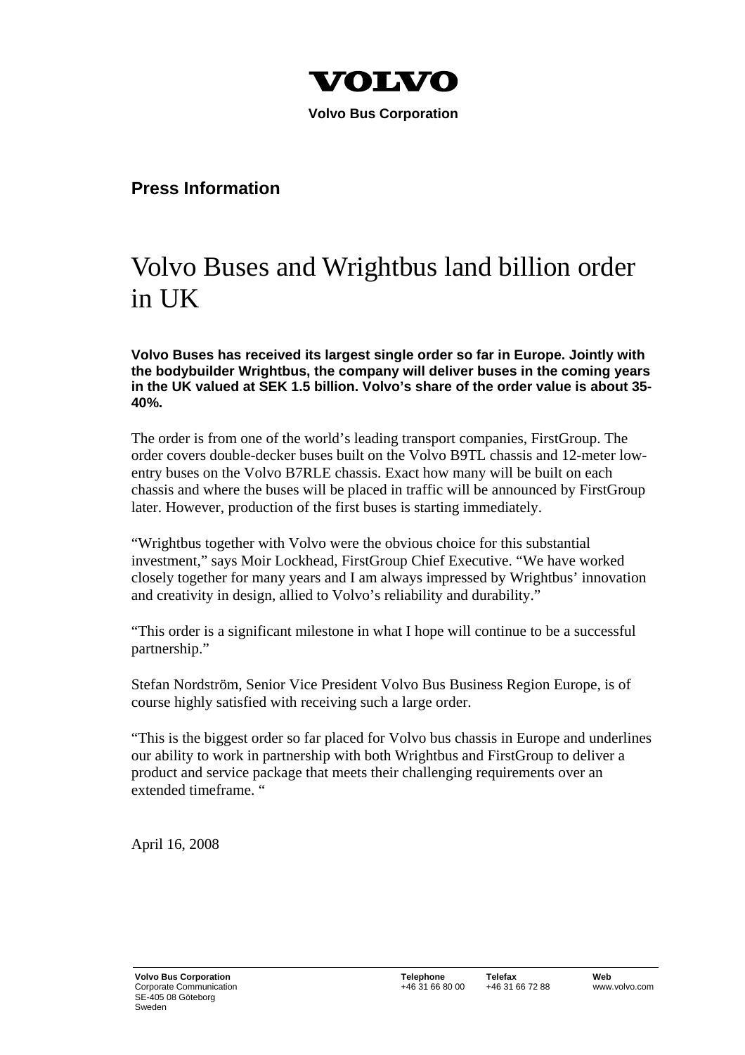**VOLVO**

**Volvo Bus Corporation**

## Press Information

# Volvo Buses and Wrightbus land billion order in UK

**Volvo Buses has received its largest single order so far in Europe. Jointly with the bodybuilder Wrightbus, the company will deliver buses in the coming years in the UK valued at SEK 1.5 billion. Volvo's share of the order value is about 35-40%.**

The order is from one of the world's leading transport companies, FirstGroup. The order covers double-decker buses built on the Volvo B9TL chassis and 12-meter low-entry buses on the Volvo B7RLE chassis. Exact how many will be built on each chassis and where the buses will be placed in traffic will be announced by FirstGroup later. However, production of the first buses is starting immediately.

"Wrightbus together with Volvo were the obvious choice for this substantial investment," says Moir Lockhead, FirstGroup Chief Executive. "We have worked closely together for many years and I am always impressed by Wrightbus' innovation and creativity in design, allied to Volvo's reliability and durability."

"This order is a significant milestone in what I hope will continue to be a successful partnership."

Stefan Nordström, Senior Vice President Volvo Bus Business Region Europe, is of course highly satisfied with receiving such a large order.

"This is the biggest order so far placed for Volvo bus chassis in Europe and underlines our ability to work in partnership with both Wrightbus and FirstGroup to deliver a product and service package that meets their challenging requirements over an extended timeframe. "

April 16, 2008

**Volvo Bus Corporation**
Corporate Communication
SE-405 08 Göteborg
Sweden

**Telephone** +46 31 66 80 00
**Telefax** +46 31 66 72 88
**Web** www.volvo.com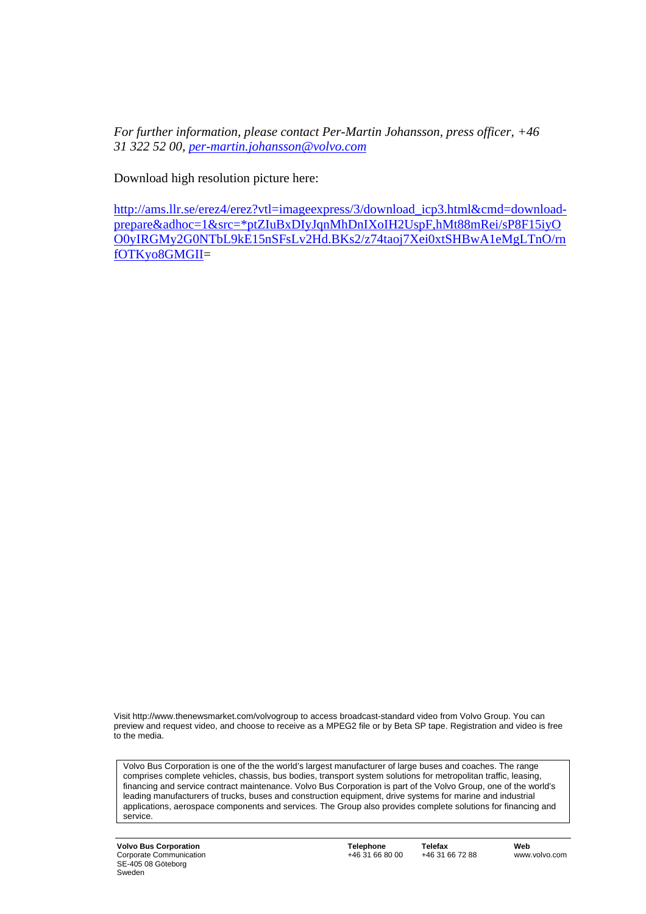*For further information, please contact Per-Martin Johansson, press officer, +46 31 322 52 00, per-martin.johansson@volvo.com*

Download high resolution picture here:

http://ams.llr.se/erez4/erez?vtl=imageexpress/3/download_icp3.html&cmd=download-prepare&adhoc=1&src=*ptZIuBxDIyJqnMhDnIXoIH2UspF,hMt88mRei/sP8F15iyOO0yIRGMy2G0NTbL9kE15nSFsLv2Hd.BKs2/z74taoj7Xei0xtSHBwA1eMgLTnO/rnfOTKyo8GMGII=

Visit http://www.thenewsmarket.com/volvogroup to access broadcast-standard video from Volvo Group. You can preview and request video, and choose to receive as a MPEG2 file or by Beta SP tape. Registration and video is free to the media.

Volvo Bus Corporation is one of the the world's largest manufacturer of large buses and coaches. The range comprises complete vehicles, chassis, bus bodies, transport system solutions for metropolitan traffic, leasing, financing and service contract maintenance. Volvo Bus Corporation is part of the Volvo Group, one of the world's leading manufacturers of trucks, buses and construction equipment, drive systems for marine and industrial applications, aerospace components and services. The Group also provides complete solutions for financing and service.

**Volvo Bus Corporation**
Corporate Communication
SE-405 08 Göteborg
Sweden

**Telephone**
+46 31 66 80 00

**Telefax**
+46 31 66 72 88

**Web**
www.volvo.com